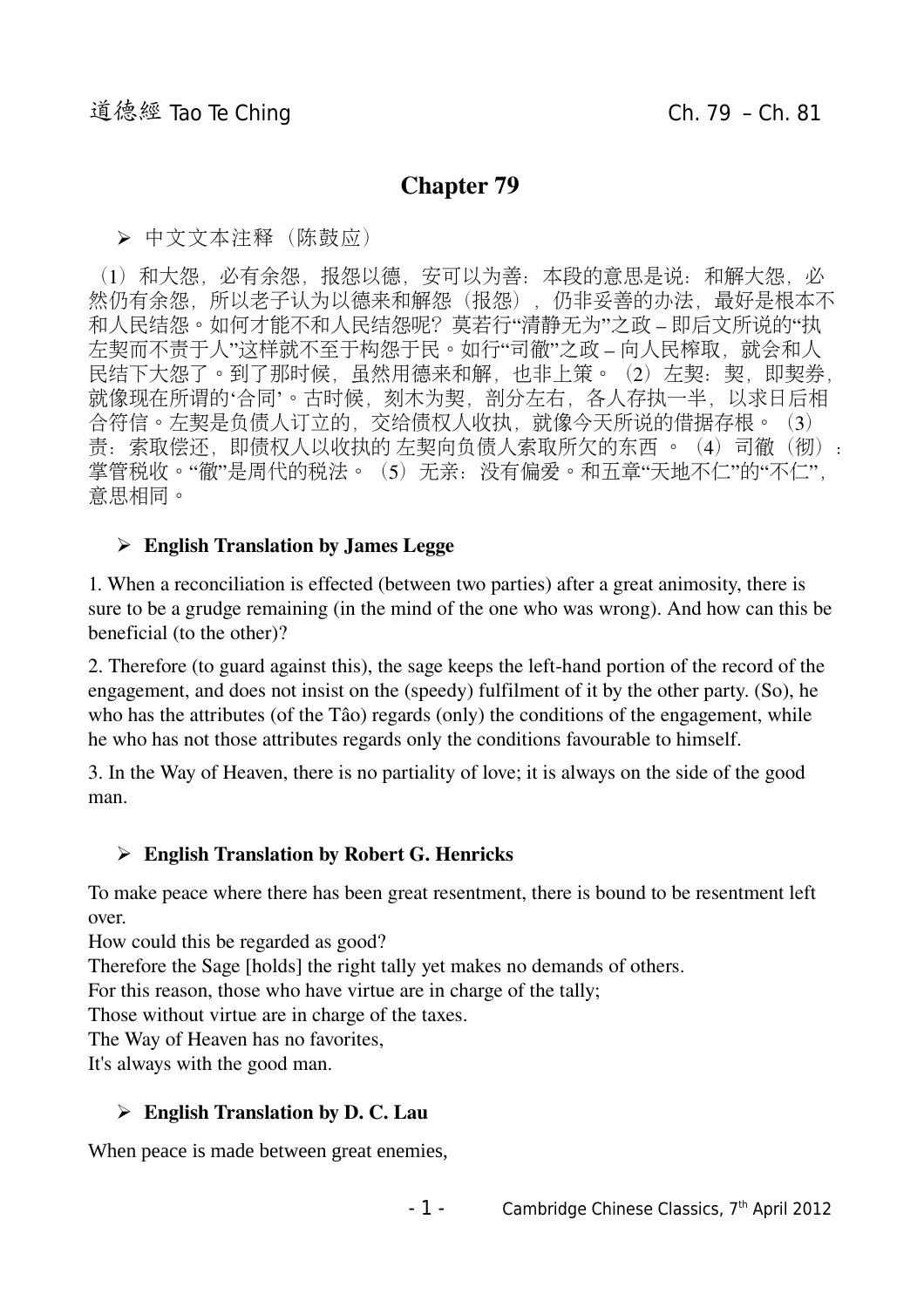# Chapter 79

- 中文文本注释（陈鼓应）

（1）和大怨，必有余怨，报怨以德，安可以为善：本段的意思是说：和解大怨，必然仍有余怨，所以老子认为以德来和解怨（报怨），仍非妥善的办法，最好是根本不和人民结怨。如何才能不和人民结怨呢？莫若行"清静无为"之政 – 即后文所说的"执左契而不责于人"这样就不至于构怨于民。如行"司徹"之政 – 向人民榨取，就会和人民结下大怨了。到了那时候，虽然用德来和解，也非上策。（2）左契：契，即契券，就像现在所谓的'合同'。古时候，刻木为契，剖分左右，各人存执一半，以求日后相合符信。左契是负债人订立的，交给债权人收执，就像今天所说的借据存根。（3）责：索取偿还，即债权人以收执的 左契向负债人索取所欠的东西 。（4）司徹（彻）：掌管税收。"徹"是周代的税法。（5）无亲：没有偏爱。和五章"天地不仁"的"不仁"，意思相同。

- **English Translation by James Legge**

1. When a reconciliation is effected (between two parties) after a great animosity, there is sure to be a grudge remaining (in the mind of the one who was wrong). And how can this be beneficial (to the other)?

2. Therefore (to guard against this), the sage keeps the left-hand portion of the record of the engagement, and does not insist on the (speedy) fulfilment of it by the other party. (So), he who has the attributes (of the Tâo) regards (only) the conditions of the engagement, while he who has not those attributes regards only the conditions favourable to himself.

3. In the Way of Heaven, there is no partiality of love; it is always on the side of the good man.

- **English Translation by Robert G. Henricks**

To make peace where there has been great resentment, there is bound to be resentment left over.
How could this be regarded as good?
Therefore the Sage [holds] the right tally yet makes no demands of others.
For this reason, those who have virtue are in charge of the tally;
Those without virtue are in charge of the taxes.
The Way of Heaven has no favorites,
It's always with the good man.

- **English Translation by D. C. Lau**

When peace is made between great enemies,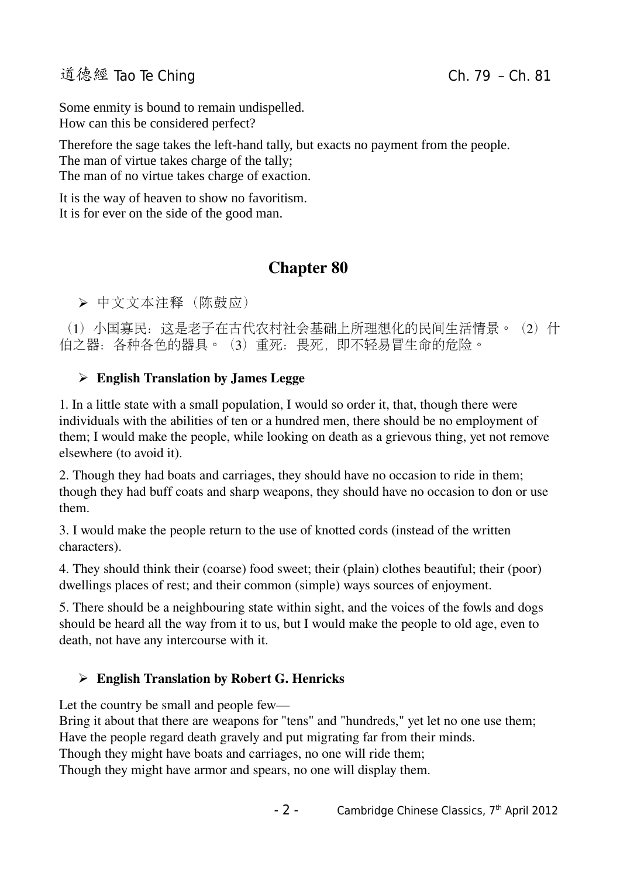Some enmity is bound to remain undispelled.
How can this be considered perfect?

Therefore the sage takes the left-hand tally, but exacts no payment from the people.
The man of virtue takes charge of the tally;
The man of no virtue takes charge of exaction.

It is the way of heaven to show no favoritism.
It is for ever on the side of the good man.

## Chapter 80

- 中文文本注释（陈鼓应）

（1）小国寡民：这是老子在古代农村社会基础上所理想化的民间生活情景。（2）什伯之器：各种各色的器具。（3）重死：畏死，即不轻易冒生命的危险。

- **English Translation by James Legge**

1. In a little state with a small population, I would so order it, that, though there were individuals with the abilities of ten or a hundred men, there should be no employment of them; I would make the people, while looking on death as a grievous thing, yet not remove elsewhere (to avoid it).

2. Though they had boats and carriages, they should have no occasion to ride in them; though they had buff coats and sharp weapons, they should have no occasion to don or use them.

3. I would make the people return to the use of knotted cords (instead of the written characters).

4. They should think their (coarse) food sweet; their (plain) clothes beautiful; their (poor) dwellings places of rest; and their common (simple) ways sources of enjoyment.

5. There should be a neighbouring state within sight, and the voices of the fowls and dogs should be heard all the way from it to us, but I would make the people to old age, even to death, not have any intercourse with it.

- **English Translation by Robert G. Henricks**

Let the country be small and people few—
Bring it about that there are weapons for "tens" and "hundreds," yet let no one use them;
Have the people regard death gravely and put migrating far from their minds.
Though they might have boats and carriages, no one will ride them;
Though they might have armor and spears, no one will display them.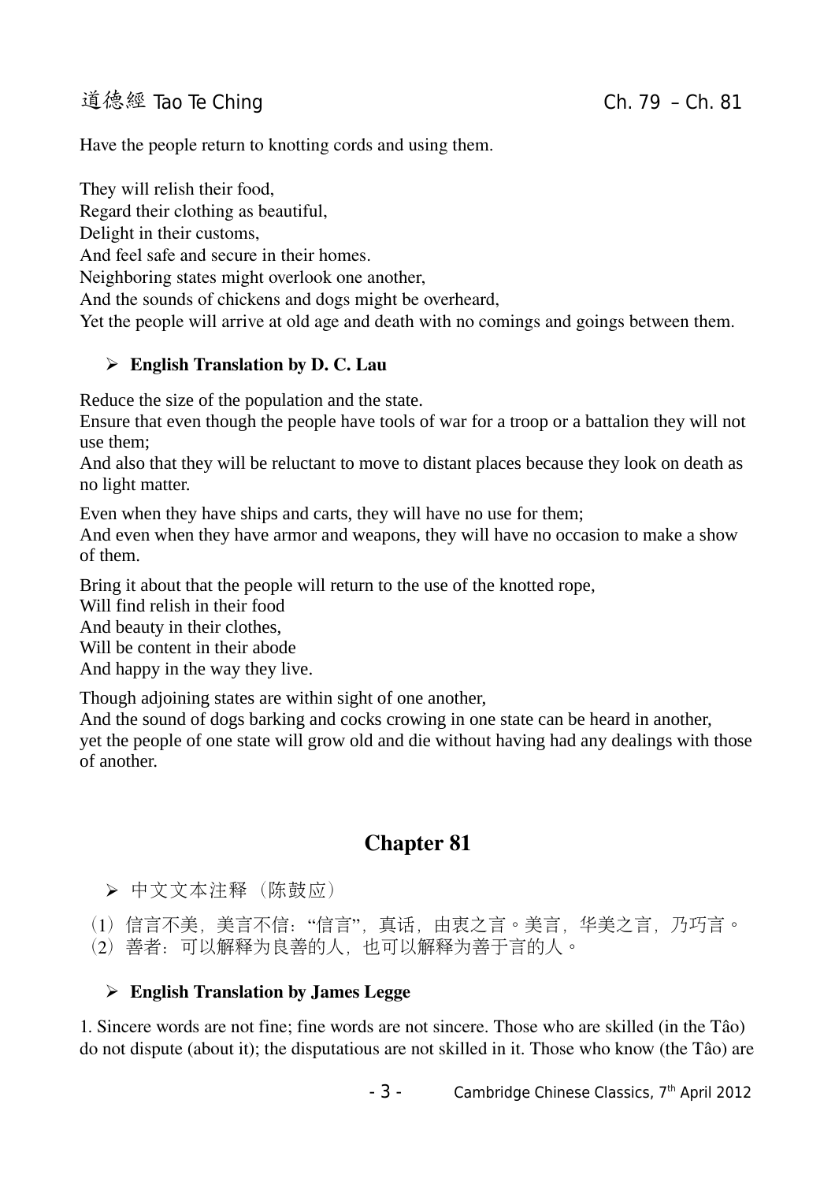Have the people return to knotting cords and using them.

They will relish their food,
Regard their clothing as beautiful,
Delight in their customs,
And feel safe and secure in their homes.
Neighboring states might overlook one another,
And the sounds of chickens and dogs might be overheard,
Yet the people will arrive at old age and death with no comings and goings between them.

- **English Translation by D. C. Lau**

Reduce the size of the population and the state.
Ensure that even though the people have tools of war for a troop or a battalion they will not use them;
And also that they will be reluctant to move to distant places because they look on death as no light matter.

Even when they have ships and carts, they will have no use for them;
And even when they have armor and weapons, they will have no occasion to make a show of them.

Bring it about that the people will return to the use of the knotted rope,
Will find relish in their food
And beauty in their clothes,
Will be content in their abode
And happy in the way they live.

Though adjoining states are within sight of one another,
And the sound of dogs barking and cocks crowing in one state can be heard in another,
yet the people of one state will grow old and die without having had any dealings with those of another.

## Chapter 81

- 中文文本注释（陈鼓应）

（1）信言不美，美言不信："信言"，真话，由衷之言。美言，华美之言，乃巧言。
（2）善者：可以解释为良善的人，也可以解释为善于言的人。

- **English Translation by James Legge**

1. Sincere words are not fine; fine words are not sincere. Those who are skilled (in the Tâo) do not dispute (about it); the disputatious are not skilled in it. Those who know (the Tâo) are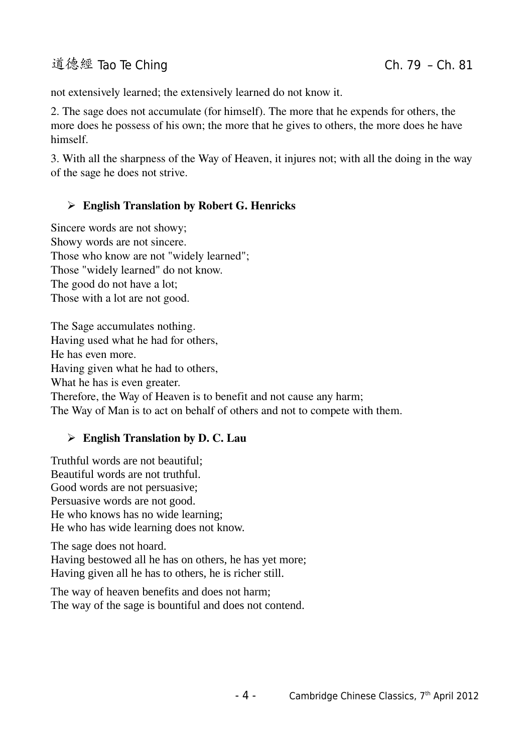not extensively learned; the extensively learned do not know it.

2. The sage does not accumulate (for himself). The more that he expends for others, the more does he possess of his own; the more that he gives to others, the more does he have himself.

3. With all the sharpness of the Way of Heaven, it injures not; with all the doing in the way of the sage he does not strive.

- **English Translation by Robert G. Henricks**

Sincere words are not showy;
Showy words are not sincere.
Those who know are not "widely learned";
Those "widely learned" do not know.
The good do not have a lot;
Those with a lot are not good.

The Sage accumulates nothing.
Having used what he had for others,
He has even more.
Having given what he had to others,
What he has is even greater.
Therefore, the Way of Heaven is to benefit and not cause any harm;
The Way of Man is to act on behalf of others and not to compete with them.

- **English Translation by D. C. Lau**

Truthful words are not beautiful;
Beautiful words are not truthful.
Good words are not persuasive;
Persuasive words are not good.
He who knows has no wide learning;
He who has wide learning does not know.

The sage does not hoard.
Having bestowed all he has on others, he has yet more;
Having given all he has to others, he is richer still.

The way of heaven benefits and does not harm;
The way of the sage is bountiful and does not contend.